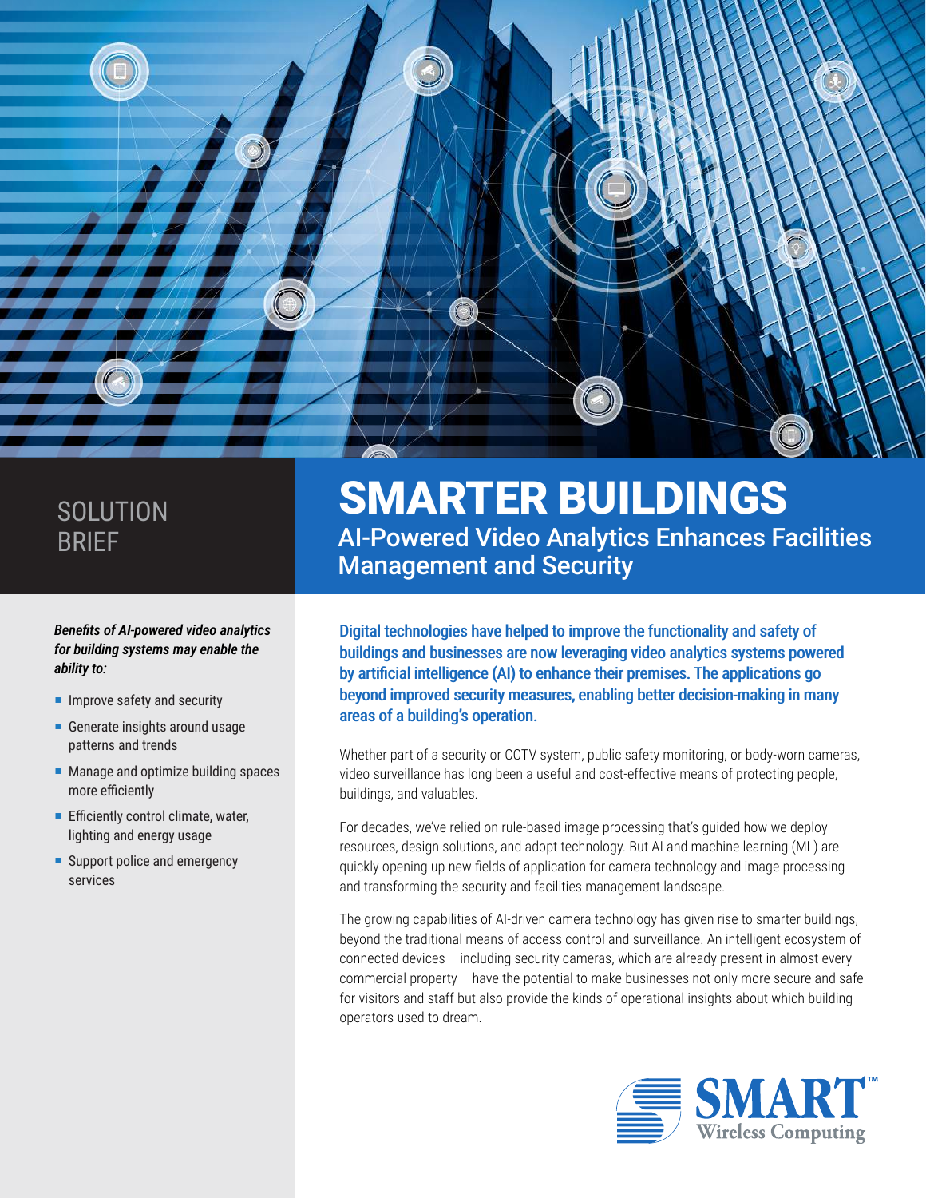SOLUTION BRIEF

# SMARTER BUILDINGS

## AI-Powered Video Analytics Enhances Facilities Management and Security

***Benefits of AI-powered video analytics for building systems may enable the ability to:***

- Improve safety and security
- Generate insights around usage patterns and trends
- Manage and optimize building spaces more efficiently
- Efficiently control climate, water, lighting and energy usage
- Support police and emergency services

**Digital technologies have helped to improve the functionality and safety of buildings and businesses are now leveraging video analytics systems powered by artificial intelligence (AI) to enhance their premises. The applications go beyond improved security measures, enabling better decision-making in many areas of a building's operation.**

Whether part of a security or CCTV system, public safety monitoring, or body-worn cameras, video surveillance has long been a useful and cost-effective means of protecting people, buildings, and valuables.

For decades, we've relied on rule-based image processing that's guided how we deploy resources, design solutions, and adopt technology. But AI and machine learning (ML) are quickly opening up new fields of application for camera technology and image processing and transforming the security and facilities management landscape.

The growing capabilities of AI-driven camera technology has given rise to smarter buildings, beyond the traditional means of access control and surveillance. An intelligent ecosystem of connected devices – including security cameras, which are already present in almost every commercial property – have the potential to make businesses not only more secure and safe for visitors and staff but also provide the kinds of operational insights about which building operators used to dream.

SMART™ Wireless Computing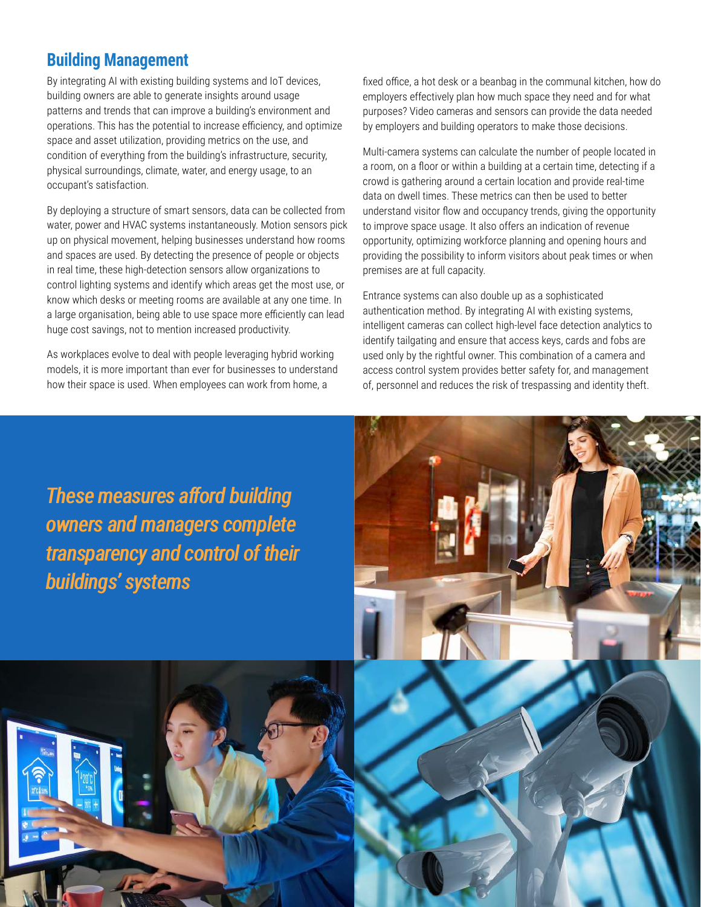## Building Management

By integrating AI with existing building systems and IoT devices, building owners are able to generate insights around usage patterns and trends that can improve a building's environment and operations. This has the potential to increase efficiency, and optimize space and asset utilization, providing metrics on the use, and condition of everything from the building's infrastructure, security, physical surroundings, climate, water, and energy usage, to an occupant's satisfaction.

By deploying a structure of smart sensors, data can be collected from water, power and HVAC systems instantaneously. Motion sensors pick up on physical movement, helping businesses understand how rooms and spaces are used. By detecting the presence of people or objects in real time, these high-detection sensors allow organizations to control lighting systems and identify which areas get the most use, or know which desks or meeting rooms are available at any one time. In a large organisation, being able to use space more efficiently can lead huge cost savings, not to mention increased productivity.

As workplaces evolve to deal with people leveraging hybrid working models, it is more important than ever for businesses to understand how their space is used. When employees can work from home, a fixed office, a hot desk or a beanbag in the communal kitchen, how do employers effectively plan how much space they need and for what purposes? Video cameras and sensors can provide the data needed by employers and building operators to make those decisions.

Multi-camera systems can calculate the number of people located in a room, on a floor or within a building at a certain time, detecting if a crowd is gathering around a certain location and provide real-time data on dwell times. These metrics can then be used to better understand visitor flow and occupancy trends, giving the opportunity to improve space usage. It also offers an indication of revenue opportunity, optimizing workforce planning and opening hours and providing the possibility to inform visitors about peak times or when premises are at full capacity.

Entrance systems can also double up as a sophisticated authentication method. By integrating AI with existing systems, intelligent cameras can collect high-level face detection analytics to identify tailgating and ensure that access keys, cards and fobs are used only by the rightful owner. This combination of a camera and access control system provides better safety for, and management of, personnel and reduces the risk of trespassing and identity theft.

*These measures afford building owners and managers complete transparency and control of their buildings' systems*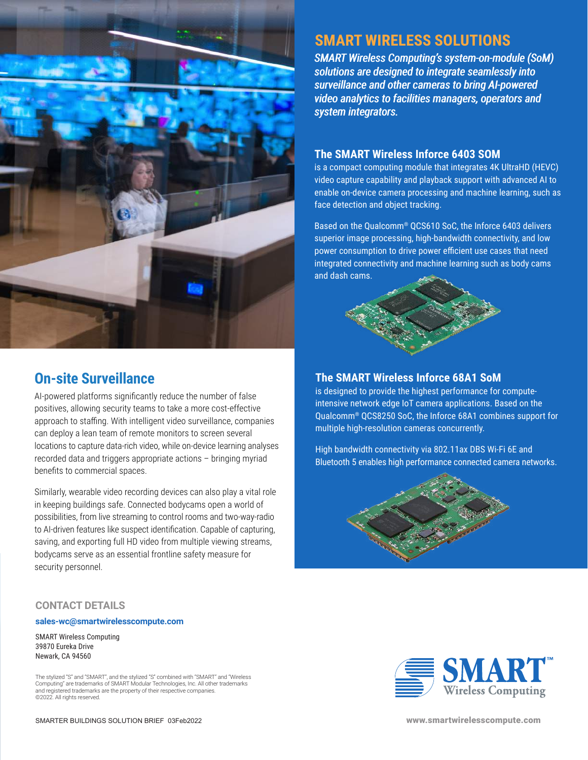## On-site Surveillance

AI-powered platforms significantly reduce the number of false positives, allowing security teams to take a more cost-effective approach to staffing. With intelligent video surveillance, companies can deploy a lean team of remote monitors to screen several locations to capture data-rich video, while on-device learning analyses recorded data and triggers appropriate actions – bringing myriad benefits to commercial spaces.

Similarly, wearable video recording devices can also play a vital role in keeping buildings safe. Connected bodycams open a world of possibilities, from live streaming to control rooms and two-way-radio to AI-driven features like suspect identification. Capable of capturing, saving, and exporting full HD video from multiple viewing streams, bodycams serve as an essential frontline safety measure for security personnel.

## SMART WIRELESS SOLUTIONS

***SMART Wireless Computing's system-on-module (SoM) solutions are designed to integrate seamlessly into surveillance and other cameras to bring AI-powered video analytics to facilities managers, operators and system integrators.***

### The SMART Wireless Inforce 6403 SOM

is a compact computing module that integrates 4K UltraHD (HEVC) video capture capability and playback support with advanced AI to enable on-device camera processing and machine learning, such as face detection and object tracking.

Based on the Qualcomm® QCS610 SoC, the Inforce 6403 delivers superior image processing, high-bandwidth connectivity, and low power consumption to drive power efficient use cases that need integrated connectivity and machine learning such as body cams and dash cams.

### The SMART Wireless Inforce 68A1 SoM

is designed to provide the highest performance for compute-intensive network edge IoT camera applications. Based on the Qualcomm® QCS8250 SoC, the Inforce 68A1 combines support for multiple high-resolution cameras concurrently.

High bandwidth connectivity via 802.11ax DBS Wi-Fi 6E and Bluetooth 5 enables high performance connected camera networks.

### CONTACT DETAILS

**sales-wc@smartwirelesscompute.com**

SMART Wireless Computing
39870 Eureka Drive
Newark, CA 94560

The stylized "S" and "SMART", and the stylized "S" combined with "SMART" and "Wireless Computing" are trademarks of SMART Modular Technologies, Inc. All other trademarks and registered trademarks are the property of their respective companies. ©2022. All rights reserved.

SMART™ Wireless Computing

SMARTER BUILDINGS SOLUTION BRIEF 03Feb2022

www.smartwirelesscompute.com